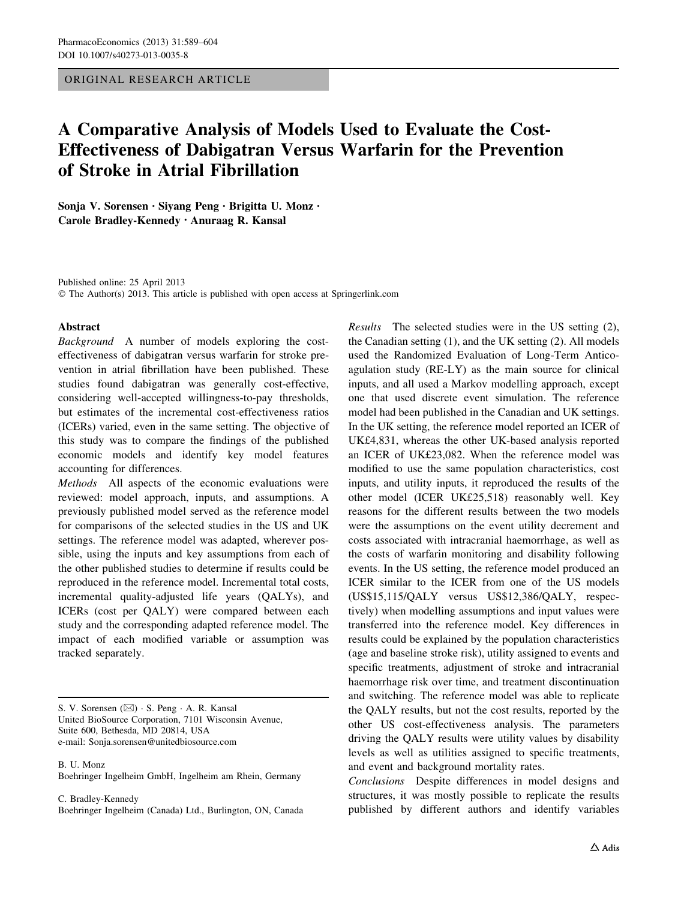ORIGINAL RESEARCH ARTICLE

# A Comparative Analysis of Models Used to Evaluate the Cost-Effectiveness of Dabigatran Versus Warfarin for the Prevention of Stroke in Atrial Fibrillation

Sonja V. Sorensen · Siyang Peng · Brigitta U. Monz · Carole Bradley-Kennedy · Anuraag R. Kansal

Published online: 25 April 2013
© The Author(s) 2013. This article is published with open access at Springerlink.com

## Abstract

*Background* A number of models exploring the cost-effectiveness of dabigatran versus warfarin for stroke prevention in atrial fibrillation have been published. These studies found dabigatran was generally cost-effective, considering well-accepted willingness-to-pay thresholds, but estimates of the incremental cost-effectiveness ratios (ICERs) varied, even in the same setting. The objective of this study was to compare the findings of the published economic models and identify key model features accounting for differences.

*Methods* All aspects of the economic evaluations were reviewed: model approach, inputs, and assumptions. A previously published model served as the reference model for comparisons of the selected studies in the US and UK settings. The reference model was adapted, wherever possible, using the inputs and key assumptions from each of the other published studies to determine if results could be reproduced in the reference model. Incremental total costs, incremental quality-adjusted life years (QALYs), and ICERs (cost per QALY) were compared between each study and the corresponding adapted reference model. The impact of each modified variable or assumption was tracked separately.

*Results* The selected studies were in the US setting (2), the Canadian setting (1), and the UK setting (2). All models used the Randomized Evaluation of Long-Term Anticoagulation study (RE-LY) as the main source for clinical inputs, and all used a Markov modelling approach, except one that used discrete event simulation. The reference model had been published in the Canadian and UK settings. In the UK setting, the reference model reported an ICER of UK£4,831, whereas the other UK-based analysis reported an ICER of UK£23,082. When the reference model was modified to use the same population characteristics, cost inputs, and utility inputs, it reproduced the results of the other model (ICER UK£25,518) reasonably well. Key reasons for the different results between the two models were the assumptions on the event utility decrement and costs associated with intracranial haemorrhage, as well as the costs of warfarin monitoring and disability following events. In the US setting, the reference model produced an ICER similar to the ICER from one of the US models (US$15,115/QALY versus US$12,386/QALY, respectively) when modelling assumptions and input values were transferred into the reference model. Key differences in results could be explained by the population characteristics (age and baseline stroke risk), utility assigned to events and specific treatments, adjustment of stroke and intracranial haemorrhage risk over time, and treatment discontinuation and switching. The reference model was able to replicate the QALY results, but not the cost results, reported by the other US cost-effectiveness analysis. The parameters driving the QALY results were utility values by disability levels as well as utilities assigned to specific treatments, and event and background mortality rates.

*Conclusions* Despite differences in model designs and structures, it was mostly possible to replicate the results published by different authors and identify variables

---

S. V. Sorensen (✉) · S. Peng · A. R. Kansal
United BioSource Corporation, 7101 Wisconsin Avenue, Suite 600, Bethesda, MD 20814, USA
e-mail: Sonja.sorensen@unitedbiosource.com

B. U. Monz
Boehringer Ingelheim GmbH, Ingelheim am Rhein, Germany

C. Bradley-Kennedy
Boehringer Ingelheim (Canada) Ltd., Burlington, ON, Canada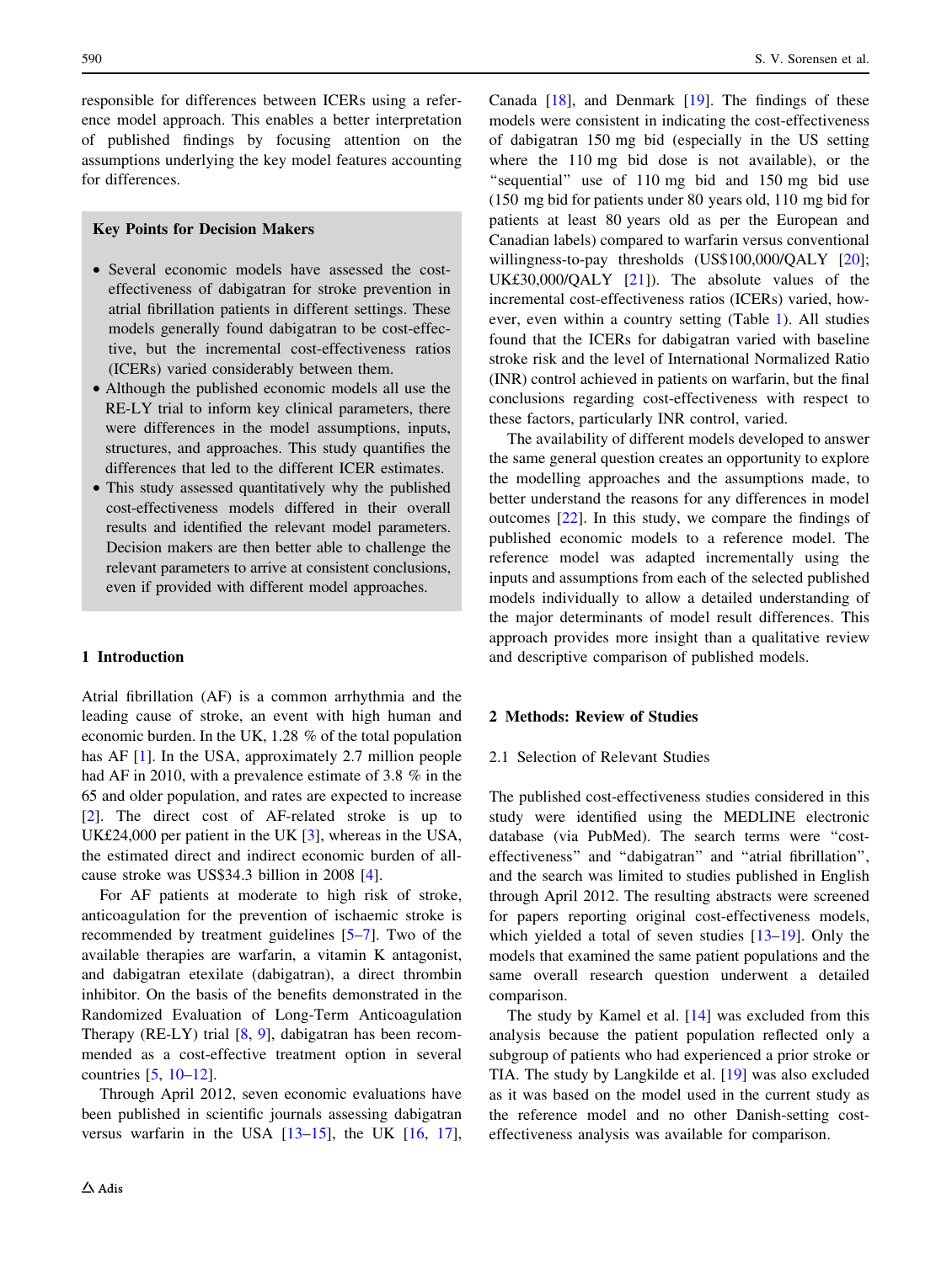responsible for differences between ICERs using a reference model approach. This enables a better interpretation of published findings by focusing attention on the assumptions underlying the key model features accounting for differences.

**Key Points for Decision Makers**

- Several economic models have assessed the cost-effectiveness of dabigatran for stroke prevention in atrial fibrillation patients in different settings. These models generally found dabigatran to be cost-effective, but the incremental cost-effectiveness ratios (ICERs) varied considerably between them.
- Although the published economic models all use the RE-LY trial to inform key clinical parameters, there were differences in the model assumptions, inputs, structures, and approaches. This study quantifies the differences that led to the different ICER estimates.
- This study assessed quantitatively why the published cost-effectiveness models differed in their overall results and identified the relevant model parameters. Decision makers are then better able to challenge the relevant parameters to arrive at consistent conclusions, even if provided with different model approaches.

## 1 Introduction

Atrial fibrillation (AF) is a common arrhythmia and the leading cause of stroke, an event with high human and economic burden. In the UK, 1.28 % of the total population has AF [1]. In the USA, approximately 2.7 million people had AF in 2010, with a prevalence estimate of 3.8 % in the 65 and older population, and rates are expected to increase [2]. The direct cost of AF-related stroke is up to UK£24,000 per patient in the UK [3], whereas in the USA, the estimated direct and indirect economic burden of all-cause stroke was US$34.3 billion in 2008 [4].

For AF patients at moderate to high risk of stroke, anticoagulation for the prevention of ischaemic stroke is recommended by treatment guidelines [5–7]. Two of the available therapies are warfarin, a vitamin K antagonist, and dabigatran etexilate (dabigatran), a direct thrombin inhibitor. On the basis of the benefits demonstrated in the Randomized Evaluation of Long-Term Anticoagulation Therapy (RE-LY) trial [8, 9], dabigatran has been recommended as a cost-effective treatment option in several countries [5, 10–12].

Through April 2012, seven economic evaluations have been published in scientific journals assessing dabigatran versus warfarin in the USA [13–15], the UK [16, 17], Canada [18], and Denmark [19]. The findings of these models were consistent in indicating the cost-effectiveness of dabigatran 150 mg bid (especially in the US setting where the 110 mg bid dose is not available), or the "sequential" use of 110 mg bid and 150 mg bid use (150 mg bid for patients under 80 years old, 110 mg bid for patients at least 80 years old as per the European and Canadian labels) compared to warfarin versus conventional willingness-to-pay thresholds (US$100,000/QALY [20]; UK£30,000/QALY [21]). The absolute values of the incremental cost-effectiveness ratios (ICERs) varied, however, even within a country setting (Table 1). All studies found that the ICERs for dabigatran varied with baseline stroke risk and the level of International Normalized Ratio (INR) control achieved in patients on warfarin, but the final conclusions regarding cost-effectiveness with respect to these factors, particularly INR control, varied.

The availability of different models developed to answer the same general question creates an opportunity to explore the modelling approaches and the assumptions made, to better understand the reasons for any differences in model outcomes [22]. In this study, we compare the findings of published economic models to a reference model. The reference model was adapted incrementally using the inputs and assumptions from each of the selected published models individually to allow a detailed understanding of the major determinants of model result differences. This approach provides more insight than a qualitative review and descriptive comparison of published models.

## 2 Methods: Review of Studies

### 2.1 Selection of Relevant Studies

The published cost-effectiveness studies considered in this study were identified using the MEDLINE electronic database (via PubMed). The search terms were "cost-effectiveness" and "dabigatran" and "atrial fibrillation", and the search was limited to studies published in English through April 2012. The resulting abstracts were screened for papers reporting original cost-effectiveness models, which yielded a total of seven studies [13–19]. Only the models that examined the same patient populations and the same overall research question underwent a detailed comparison.

The study by Kamel et al. [14] was excluded from this analysis because the patient population reflected only a subgroup of patients who had experienced a prior stroke or TIA. The study by Langkilde et al. [19] was also excluded as it was based on the model used in the current study as the reference model and no other Danish-setting cost-effectiveness analysis was available for comparison.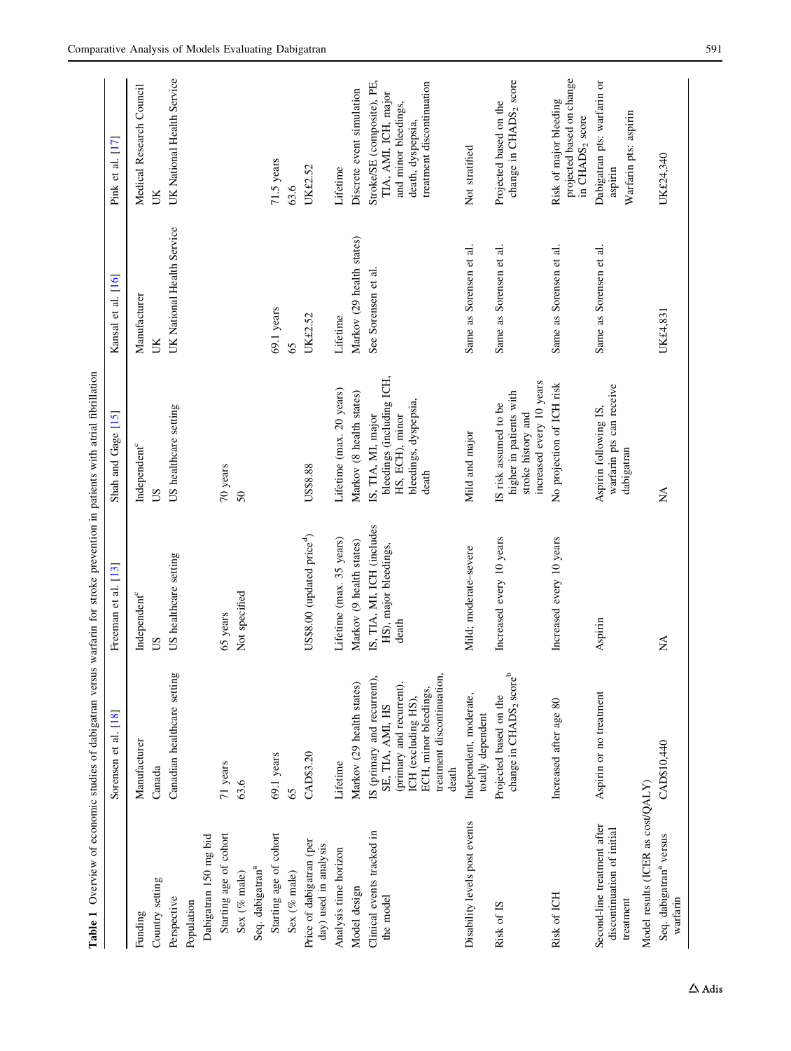**Table 1** Overview of economic studies of dabigatran versus warfarin for stroke prevention in patients with atrial fibrillation

| | Sorensen et al. [18] | Freeman et al. [13] | Shah and Gage [15] | Kansal et al. [16] | Pink et al. [17] |
|---|---|---|---|---|---|
| Funding | Manufacturer | Independent[c] | Independent[c] | Manufacturer | Medical Research Council |
| Country setting | Canada | US | US | UK | UK |
| Perspective | Canadian healthcare setting | US healthcare setting | US healthcare setting | UK National Health Service | UK National Health Service |
| Population | | | | | |
| Dabigatran 150 mg bid | | | | | |
| Starting age of cohort | 71 years | 65 years | 70 years | | 71.5 years |
| Sex (% male) | 63.6 | Not specified | 50 | | 63.6 |
| Seq. dabigatran[a] | | | | | |
| Starting age of cohort | 69.1 years | | | 69.1 years | |
| Sex (% male) | 65 | | | 65 | |
| Price of dabigatran (per day) used in analysis | CAD$3.20 | US$8.00 (updated price[d]) | US$8.88 | UK£2.52 | UK£2.52 |
| Analysis time horizon | Lifetime | Lifetime (max. 35 years) | Lifetime (max. 20 years) | Lifetime | Lifetime |
| Model design | Markov (29 health states) | Markov (9 health states) | Markov (8 health states) | Markov (29 health states) | Discrete event simulation |
| Clinical events tracked in the model | IS (primary and recurrent), SE, TIA, AMI, HS (primary and recurrent), ICH (excluding HS), ECH, minor bleedings, treatment discontinuation, death | IS, TIA, MI, ICH (includes HS), major bleedings, death | IS, TIA, MI, major bleedings (including ICH, HS, ECH), minor bleedings, dyspepsia, death | See Sorensen et al. | Stroke/SE (composite), PE, TIA, AMI, ICH, major and minor bleedings, death, dyspepsia, treatment discontinuation |
| Disability levels post events | Independent, moderate, totally dependent | Mild; moderate–severe | Mild and major | Same as Sorensen et al. | Not stratified |
| Risk of IS | Projected based on the change in $CHADS_2$ score[b] | Increased every 10 years | IS risk assumed to be higher in patients with stroke history and increased every 10 years | Same as Sorensen et al. | Projected based on the change in $CHADS_2$ score |
| Risk of ICH | Increased after age 80 | Increased every 10 years | No projection of ICH risk | Same as Sorensen et al. | Risk of major bleeding projected based on change in $CHADS_2$ score |
| Second-line treatment after discontinuation of initial treatment | Aspirin or no treatment | Aspirin | Aspirin following IS, warfarin pts can receive dabigatran | Same as Sorensen et al. | Dabigatran pts: warfarin or aspirin<br>Warfarin pts: aspirin |
| Model results (ICER as cost/QALY) | | | | | |
| Seq. dabigatran[a] versus warfarin | CAD$10,440 | NA | NA | UK£4,831 | UK£24,340 |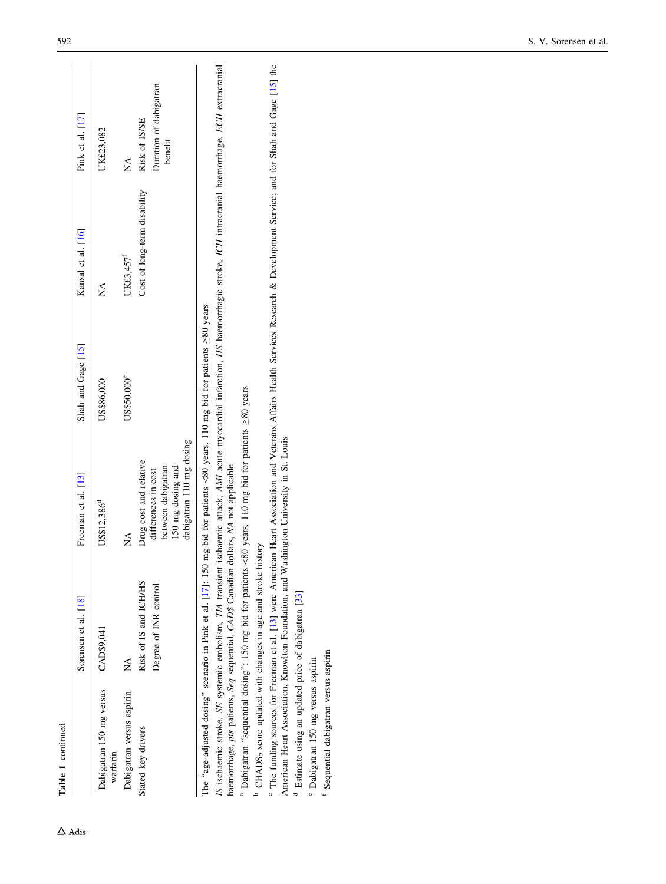**Table 1** continued

| | Sorensen et al. [18] | Freeman et al. [13] | Shah and Gage [15] | Kansal et al. [16] | Pink et al. [17] |
|---|---|---|---|---|---|
| Dabigatran 150 mg versus warfarin | CAD$9,041 | US$12,386[d] | US$86,000 | NA | UK£23,082 |
| Dabigatran versus aspirin | NA | NA | US$50,000[e] | UK£3,457[f] | NA |
| Stated key drivers | Risk of IS and ICH/HS<br>Degree of INR control | Drug cost and relative differences in cost between dabigatran 150 mg dosing and dabigatran 110 mg dosing | | Cost of long-term disability | Risk of IS/SE<br>Duration of dabigatran benefit |

The "age-adjusted dosing" scenario in Pink et al. [17]: 150 mg bid for patients <80 years, 110 mg bid for patients ≥80 years

*IS* ischaemic stroke, *SE* systemic embolism, *TIA* transient ischaemic attack, *AMI* acute myocardial infarction, *HS* haemorrhagic stroke, *ICH* intracranial haemorrhage, *ECH* extracranial haemorrhage, *pts* patients, *Seq* sequential, *CAD$* Canadian dollars, *NA* not applicable

[a] Dabigatran "sequential dosing": 150 mg bid for patients <80 years, 110 mg bid for patients ≥80 years

[b] $CHADS_2$ score updated with changes in age and stroke history

[c] The funding sources for Freeman et al. [13] were American Heart Association and Veterans Affairs Health Services Research & Development Service; and for Shah and Gage [15] the American Heart Association, Knowlton Foundation, and Washington University in St. Louis

[d] Estimate using an updated price of dabigatran [33]

[e] Dabigatran 150 mg versus aspirin

[f] Sequential dabigatran versus aspirin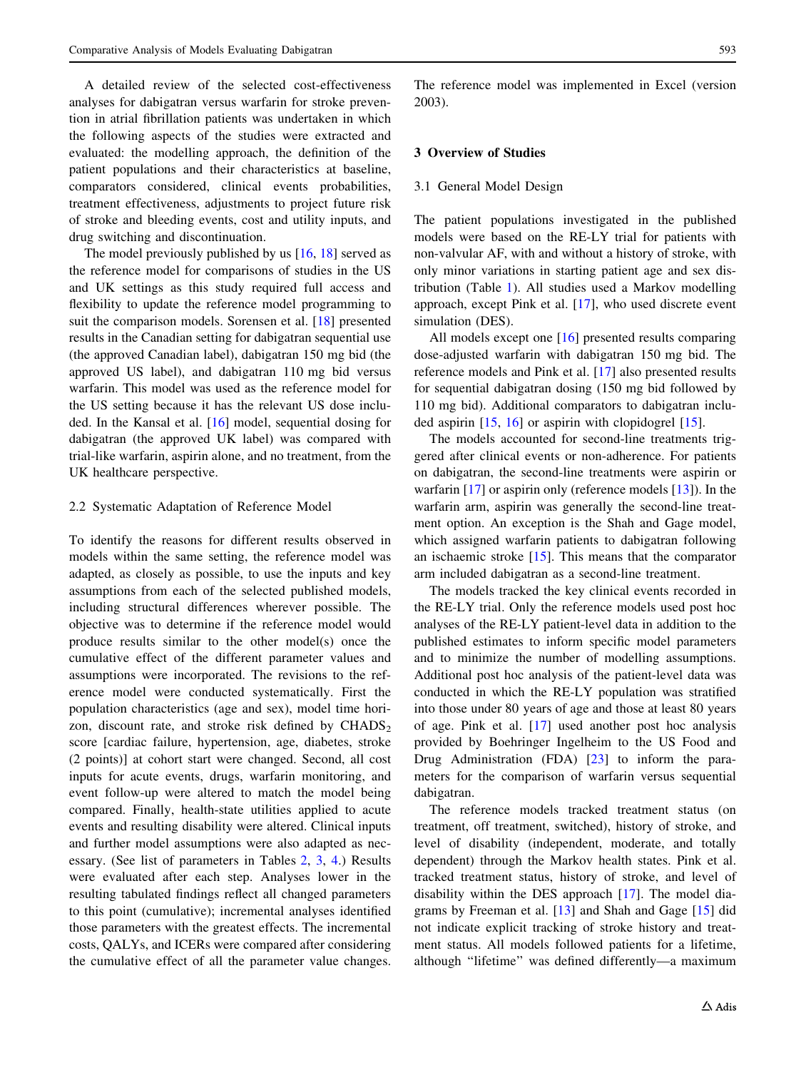A detailed review of the selected cost-effectiveness analyses for dabigatran versus warfarin for stroke prevention in atrial fibrillation patients was undertaken in which the following aspects of the studies were extracted and evaluated: the modelling approach, the definition of the patient populations and their characteristics at baseline, comparators considered, clinical events probabilities, treatment effectiveness, adjustments to project future risk of stroke and bleeding events, cost and utility inputs, and drug switching and discontinuation.

The model previously published by us [16, 18] served as the reference model for comparisons of studies in the US and UK settings as this study required full access and flexibility to update the reference model programming to suit the comparison models. Sorensen et al. [18] presented results in the Canadian setting for dabigatran sequential use (the approved Canadian label), dabigatran 150 mg bid (the approved US label), and dabigatran 110 mg bid versus warfarin. This model was used as the reference model for the US setting because it has the relevant US dose included. In the Kansal et al. [16] model, sequential dosing for dabigatran (the approved UK label) was compared with trial-like warfarin, aspirin alone, and no treatment, from the UK healthcare perspective.

### 2.2 Systematic Adaptation of Reference Model

To identify the reasons for different results observed in models within the same setting, the reference model was adapted, as closely as possible, to use the inputs and key assumptions from each of the selected published models, including structural differences wherever possible. The objective was to determine if the reference model would produce results similar to the other model(s) once the cumulative effect of the different parameter values and assumptions were incorporated. The revisions to the reference model were conducted systematically. First the population characteristics (age and sex), model time horizon, discount rate, and stroke risk defined by $CHADS_2$ score [cardiac failure, hypertension, age, diabetes, stroke (2 points)] at cohort start were changed. Second, all cost inputs for acute events, drugs, warfarin monitoring, and event follow-up were altered to match the model being compared. Finally, health-state utilities applied to acute events and resulting disability were altered. Clinical inputs and further model assumptions were also adapted as necessary. (See list of parameters in Tables 2, 3, 4.) Results were evaluated after each step. Analyses lower in the resulting tabulated findings reflect all changed parameters to this point (cumulative); incremental analyses identified those parameters with the greatest effects. The incremental costs, QALYs, and ICERs were compared after considering the cumulative effect of all the parameter value changes. The reference model was implemented in Excel (version 2003).

## 3 Overview of Studies

### 3.1 General Model Design

The patient populations investigated in the published models were based on the RE-LY trial for patients with non-valvular AF, with and without a history of stroke, with only minor variations in starting patient age and sex distribution (Table 1). All studies used a Markov modelling approach, except Pink et al. [17], who used discrete event simulation (DES).

All models except one [16] presented results comparing dose-adjusted warfarin with dabigatran 150 mg bid. The reference models and Pink et al. [17] also presented results for sequential dabigatran dosing (150 mg bid followed by 110 mg bid). Additional comparators to dabigatran included aspirin [15, 16] or aspirin with clopidogrel [15].

The models accounted for second-line treatments triggered after clinical events or non-adherence. For patients on dabigatran, the second-line treatments were aspirin or warfarin [17] or aspirin only (reference models [13]). In the warfarin arm, aspirin was generally the second-line treatment option. An exception is the Shah and Gage model, which assigned warfarin patients to dabigatran following an ischaemic stroke [15]. This means that the comparator arm included dabigatran as a second-line treatment.

The models tracked the key clinical events recorded in the RE-LY trial. Only the reference models used post hoc analyses of the RE-LY patient-level data in addition to the published estimates to inform specific model parameters and to minimize the number of modelling assumptions. Additional post hoc analysis of the patient-level data was conducted in which the RE-LY population was stratified into those under 80 years of age and those at least 80 years of age. Pink et al. [17] used another post hoc analysis provided by Boehringer Ingelheim to the US Food and Drug Administration (FDA) [23] to inform the parameters for the comparison of warfarin versus sequential dabigatran.

The reference models tracked treatment status (on treatment, off treatment, switched), history of stroke, and level of disability (independent, moderate, and totally dependent) through the Markov health states. Pink et al. tracked treatment status, history of stroke, and level of disability within the DES approach [17]. The model diagrams by Freeman et al. [13] and Shah and Gage [15] did not indicate explicit tracking of stroke history and treatment status. All models followed patients for a lifetime, although "lifetime" was defined differently—a maximum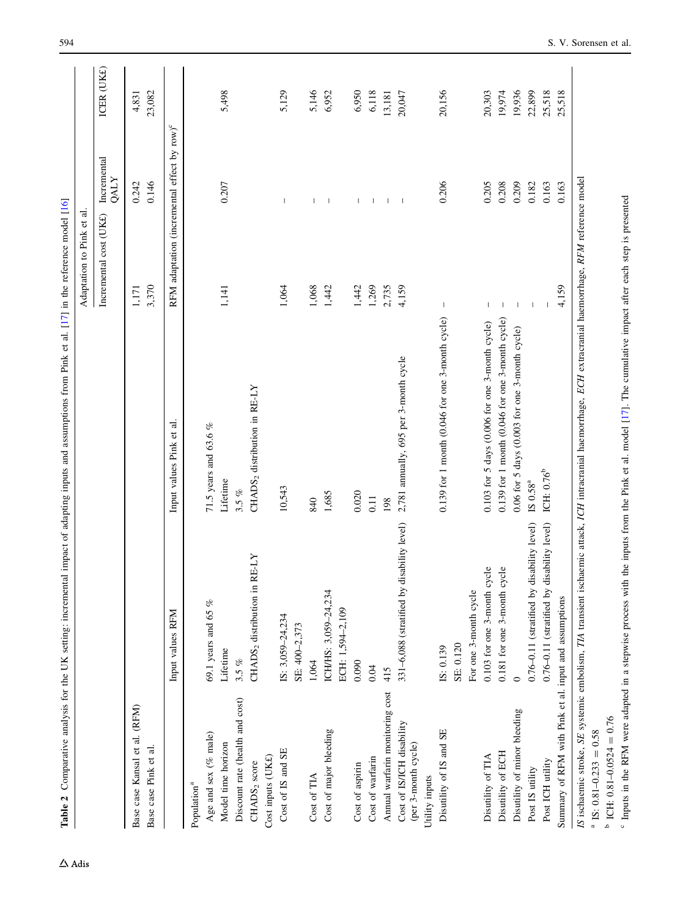**Table 2** Comparative analysis for the UK setting: incremental impact of adapting inputs and assumptions from Pink et al. [17] in the reference model [16]

| | | | Adaptation to Pink et al. | | |
|---|---|---|---|---|---|
| | | | Incremental cost (UK£) | Incremental QALY | ICER (UK£) |
| Base case Kansal et al. (RFM) | | | 1,171 | 0.242 | 4,831 |
| Base case Pink et al. | | | 3,370 | 0.146 | 23,082 |
| | Input values RFM | Input values Pink et al. | RFM adaptation (incremental effect by row)[c] | | |
| Population[a] | | | | | |
| Age and sex (% male) | 69.1 years and 65 % | 71.5 years and 63.6 % | | | |
| Model time horizon | Lifetime | Lifetime | 1,141 | 0.207 | 5,498 |
| Discount rate (health and cost) | 3.5 % | 3.5 % | | | |
| $CHADS_2$ score | $CHADS_2$ distribution in RE-LY | $CHADS_2$ distribution in RE-LY | | | |
| Cost inputs (UK£) | | | | | |
| Cost of IS and SE | IS: 3,059–24,234<br>SE: 400–2,373 | 10,543 | 1,064 | – | 5,129 |
| Cost of TIA | 1,064 | 840 | 1,068 | – | 5,146 |
| Cost of major bleeding | ICH/HS: 3,059–24,234<br>ECH: 1,594–2,109 | 1,685 | 1,442 | – | 6,952 |
| Cost of aspirin | 0.090 | 0.020 | 1,442 | – | 6,950 |
| Cost of warfarin | 0.04 | 0.11 | 1,269 | – | 6,118 |
| Annual warfarin monitoring cost | 415 | 198 | 2,735 | – | 13,181 |
| Cost of IS/ICH disability (per 3-month cycle) | 331–6,088 (stratified by disability level) | 2,781 annually, 695 per 3-month cycle | 4,159 | – | 20,047 |
| Utility inputs | | | | | |
| Disutility of IS and SE | IS: 0.139<br>SE: 0.120<br>For one 3-month cycle | 0.139 for 1 month (0.046 for one 3-month cycle) | – | 0.206 | 20,156 |
| Disutility of TIA | 0.103 for one 3-month cycle | 0.103 for 5 days (0.006 for one 3-month cycle) | – | 0.205 | 20,303 |
| Disutility of ECH | 0.181 for one 3-month cycle | 0.139 for 1 month (0.046 for one 3-month cycle) | – | 0.208 | 19,974 |
| Disutility of minor bleeding | 0 | 0.06 for 5 days (0.003 for one 3-month cycle) | – | 0.209 | 19,936 |
| Post IS utility | 0.76–0.11 (stratified by disability level) | IS 0.58[a] | – | 0.182 | 22,899 |
| Post ICH utility | 0.76–0.11 (stratified by disability level) | ICH: 0.76[b] | – | 0.163 | 25,518 |
| Summary of RFM with Pink et al. input and assumptions | | | 4,159 | 0.163 | 25,518 |

*IS* ischaemic stroke, *SE* systemic embolism, *TIA* transient ischaemic attack, *ICH* intracranial haemorrhage, *ECH* extracranial haemorrhage, *RFM* reference model

[a] IS: 0.81–0.233 = 0.58

[b] ICH: 0.81–0.0524 = 0.76

[c] Inputs in the RFM were adapted in a stepwise process with the inputs from the Pink et al. model [17]. The cumulative impact after each step is presented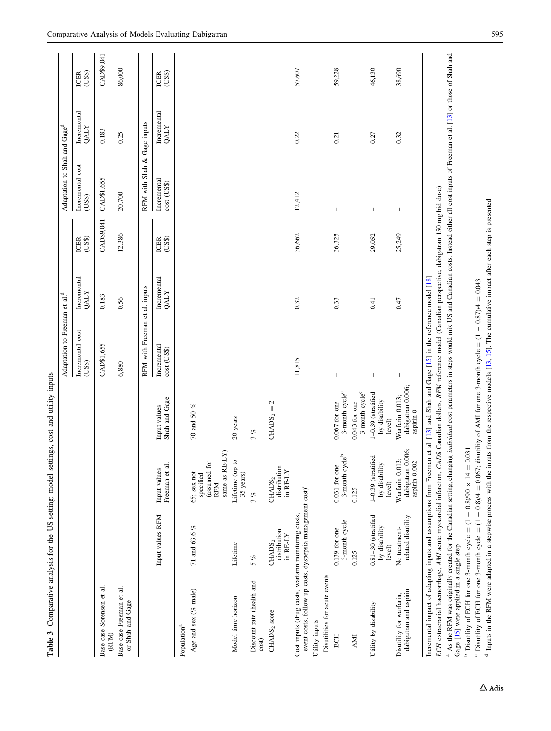**Table 3** Comparative analysis for the US setting: model settings, cost and utility inputs

| | | | | Adaptation to Freeman et al.[d] | | | Adaptation to Shah and Gage[d] | | |
|---|---|---|---|---|---|---|---|---|---|
| | | | | Incremental cost (US$) | Incremental QALY | ICER (US$) | Incremental cost (US$) | Incremental QALY | ICER (US$) |
| Base case Sorensen et al. (RFM) | | | | CAD$1,655 | 0.183 | CAD$9,041 | CAD$1,655 | 0.183 | CAD$9,041 |
| Base case Freeman et al. or Shah and Gage | | | | 6,880 | 0.56 | 12,386 | 20,700 | 0.25 | 86,000 |
| | | | | RFM with Freeman et al. inputs | | | RFM with Shah & Gage inputs | | |
| | Input values RFM | Input values Freeman et al. | Input values Shah and Gage | Incremental cost (US$) | Incremental QALY | ICER (US$) | Incremental cost (US$) | Incremental QALY | ICER (US$) |
| Population[a] | | | | | | | | | |
| Age and sex (% male) | 71 and 63.6 % | 65; sex not specified (assumed for RFM same as RE-LY) | 70 and 50 % | | | | | | |
| Model time horizon | Lifetime | Lifetime (up to 35 years) | 20 years | | | | | | |
| Discount rate (health and cost) | 5 % | 3 % | 3 % | | | | | | |
| $CHADS_2$ score | $CHADS_2$ distribution in RE-LY | $CHADS_2$ distribution in RE-LY | $CHADS_2 = 2$ | | | | | | |
| Cost inputs (drug costs, warfarin monitoring costs, event costs, follow up costs, dyspepsia management cost)[a] | | | | 11,815 | 0.32 | 36,662 | 12,412 | 0.22 | 57,607 |
| Utility inputs | | | | | | | | | |
| Disutilities for acute events | | | | | | | | | |
| ECH | 0.139 for one 3-month cycle | 0.031 for one 3-month cycle[b] | 0.067 for one 3-month cycle[c] | – | 0.33 | 36,325 | – | 0.21 | 59,228 |
| AMI | 0.125 | 0.125 | 0.043 for one 3-month cycle[c] | | | | | | |
| Utility by disability | 0.81–30 (stratified by disability level) | 1–0.39 (stratified by disability level) | 1–0.39 (stratified by disability level) | – | 0.41 | 29,052 | – | 0.27 | 46,130 |
| Disutility for warfarin, dabigatran and aspirin | No treatment-related disutility | Warfarin 0.013; dabigatran 0.006; aspirin 0.002 | Warfarin 0.013; dabigatran 0.006; aspirin 0 | – | 0.47 | 25,249 | – | 0.32 | 38,690 |

Incremental impact of adapting inputs and assumptions from Freeman et al. [13] and Shah and Gage [15] in the reference model [18]

*ECH* extracranial haemorrhage, *AMI* acute myocardial infarction, *CAD$* Canadian dollars, *RFM* reference model (Canadian perspective, dabigatran 150 mg bid dose)

[a] As the RFM was originally created for the Canadian setting, changing *individual* cost parameters in steps would mix US and Canadian costs. Instead either all cost inputs of Freeman et al. [13] or those of Shah and Gage [15] were applied in a single step

[b] Disutility of ECH for one 3-month cycle = (1 − 0.8)/90 × 14 = 0.031

[c] Disutility of ECH for one 3-month cycle = (1 − 0.8)/4 = 0.067; disutility of AMI for one 3-month cycle = (1 − 0.87)/4 = 0.043

[d] Inputs in the RFM were adapted in a stepwise process with the inputs from the respective models [13, 15]. The cumulative impact after each step is presented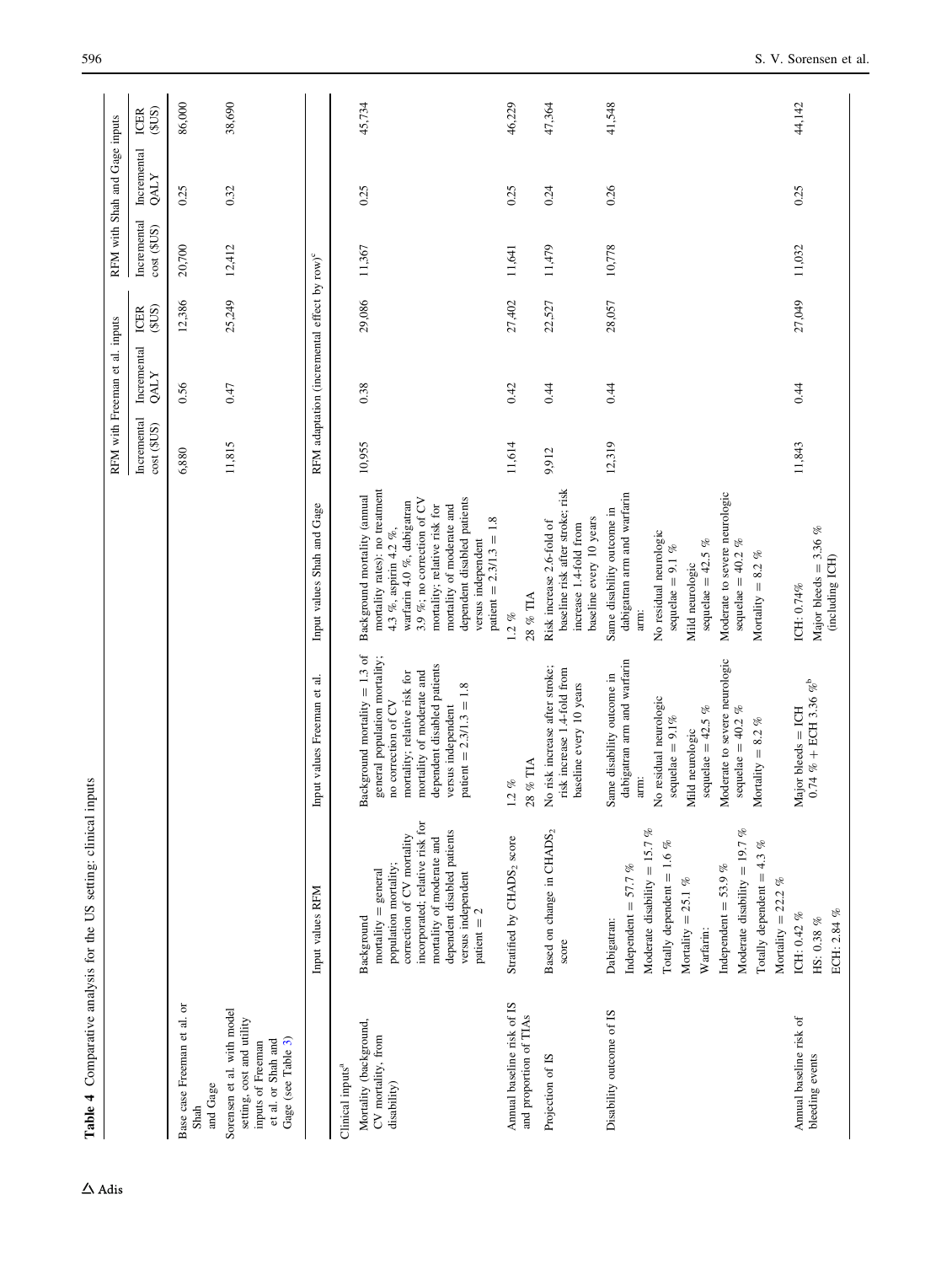Table 4 Comparative analysis for the US setting: clinical inputs

| | | | | RFM with Freeman et al. inputs | | | RFM with Shah and Gage inputs | | |
|---|---|---|---|---|---|---|---|---|---|
| | | | | Incremental cost ($US) | Incremental QALY | ICER ($US) | Incremental cost ($US) | Incremental QALY | ICER ($US) |
| Base case Freeman et al. or Shah and Gage | | | | 6,880 | 0.56 | 12,386 | 20,700 | 0.25 | 86,000 |
| Sorensen et al. with model setting, cost and utility inputs of Freeman et al. or Shah and Gage (see Table 3) | | | | 11,815 | 0.47 | 25,249 | 12,412 | 0.32 | 38,690 |
| | Input values RFM | Input values Freeman et al. | Input values Shah and Gage | RFM adaptation (incremental effect by row)[c] | | | | | |
| Clinical inputs[a] | | | | | | | | | |
| Mortality (background, CV mortality, from disability) | Background mortality = general population mortality; correction of CV mortality incorporated; relative risk for mortality of moderate and dependent disabled patients versus independent patient = 2 | Background mortality = 1.3 of general population mortality; no correction of CV mortality; relative risk for mortality of moderate and dependent disabled patients versus independent patient = 2.3/1.3 = 1.8 | Background mortality (annual mortality rates): no treatment 4.3 %, aspirin 4.2 %, warfarin 4.0 %, dabigatran 3.9 %; no correction of CV mortality; relative risk for mortality of moderate and dependent disabled patients versus independent patient = 2.3/1.3 = 1.8 | 10,955 | 0.38 | 29,086 | 11,367 | 0.25 | 45,734 |
| Annual baseline risk of IS and proportion of TIAs | Stratified by $CHADS_2$ score | 1.2 %<br>28 % TIA | 1.2 %<br>28 % TIA | 11,614 | 0.42 | 27,402 | 11,641 | 0.25 | 46,229 |
| Projection of IS | Based on change in $CHADS_2$ score | No risk increase after stroke; risk increase 1.4-fold from baseline every 10 years | Risk increase 2.6-fold of baseline risk after stroke; risk increase 1.4-fold from baseline every 10 years | 9,912 | 0.44 | 22,527 | 11,479 | 0.24 | 47,364 |
| Disability outcome of IS | Dabigatran:<br>Independent = 57.7 %<br>Moderate disability = 15.7 %<br>Totally dependent = 1.6 %<br>Mortality = 25.1 %<br>Warfarin:<br>Independent = 53.9 %<br>Moderate disability = 19.7 %<br>Totally dependent = 4.3 %<br>Mortality = 22.2 % | Same disability outcome in dabigatran arm and warfarin arm:<br>No residual neurologic sequelae = 9.1%<br>Mild neurologic sequelae = 42.5 %<br>Moderate to severe neurologic sequelae = 40.2 %<br>Mortality = 8.2 % | Same disability outcome in dabigatran arm and warfarin arm:<br>No residual neurologic sequelae = 9.1 %<br>Mild neurologic sequelae = 42.5 %<br>Moderate to severe neurologic sequelae = 40.2 %<br>Mortality = 8.2 % | 12,319 | 0.44 | 28,057 | 10,778 | 0.26 | 41,548 |
| Annual baseline risk of bleeding events | ICH: 0.42 %<br>HS: 0.38 %<br>ECH: 2.84 % | Major bleeds = ICH 0.74 % + ECH 3.36 %[b] | ICH: 0.74%<br>Major bleeds = 3.36 % (including ICH) | 11,843 | 0.44 | 27,049 | 11,032 | 0.25 | 44,142 |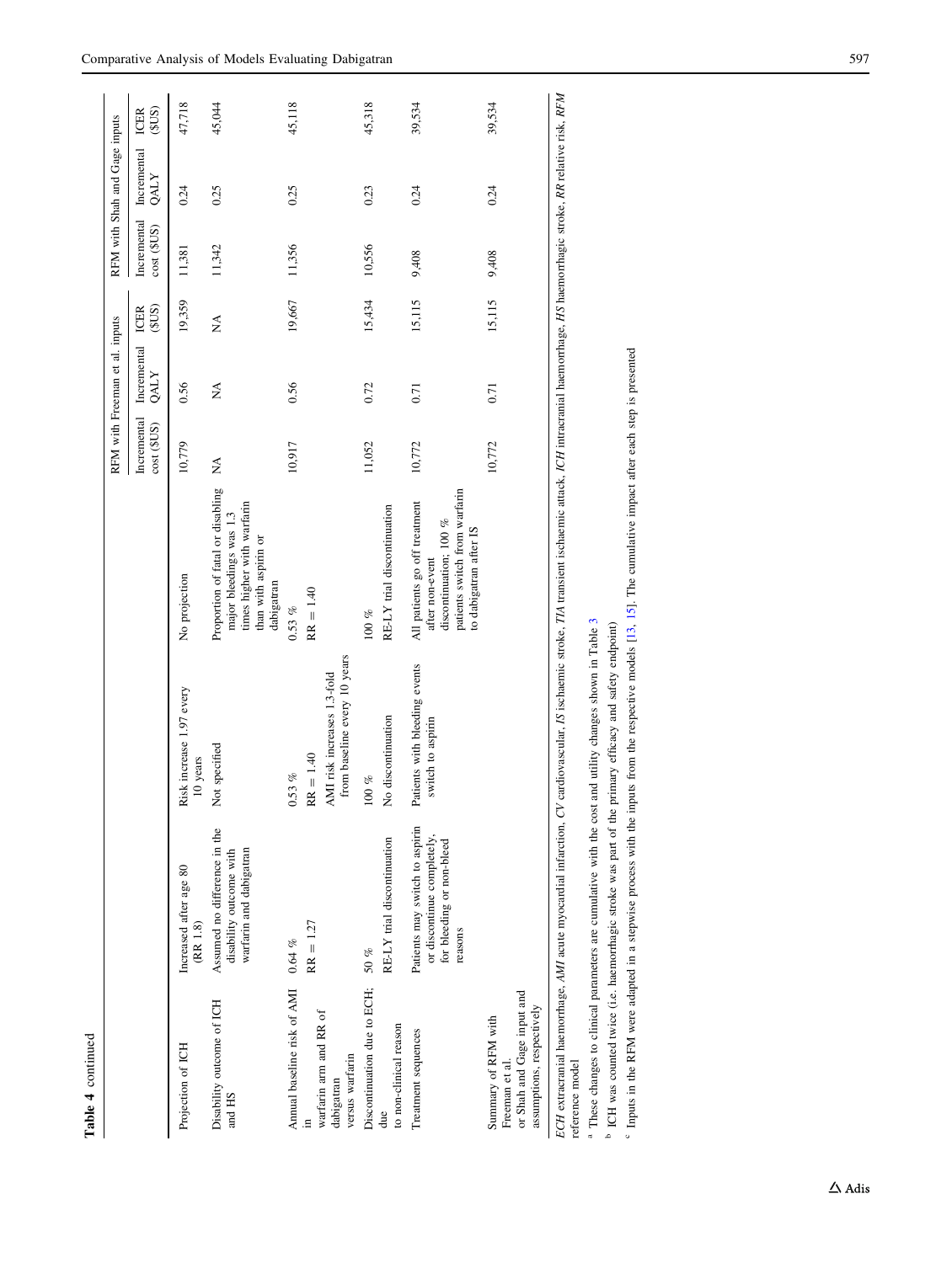Table 4 continued

| | | | | RFM with Freeman et al. inputs | | | RFM with Shah and Gage inputs | | |
|---|---|---|---|---|---|---|---|---|---|
| | | | | Incremental cost ($US) | Incremental QALY | ICER ($US) | Incremental cost ($US) | Incremental QALY | ICER ($US) |
| Projection of ICH | Increased after age 80 (RR 1.8) | Risk increase 1.97 every 10 years | No projection | 10,779 | 0.56 | 19,359 | 11,381 | 0.24 | 47,718 |
| Disability outcome of ICH and HS | Assumed no difference in the disability outcome with warfarin and dabigatran | Not specified | Proportion of fatal or disabling major bleedings was 1.3 times higher with warfarin than with aspirin or dabigatran | NA | NA | NA | 11,342 | 0.25 | 45,044 |
| Annual baseline risk of AMI in warfarin arm and RR of dabigatran versus warfarin | 0.64 % RR = 1.27 | 0.53 % RR = 1.40 AMI risk increases 1.3-fold from baseline every 10 years | 0.53 % RR = 1.40 | 10,917 | 0.56 | 19,667 | 11,356 | 0.25 | 45,118 |
| Discontinuation due to ECH; due to non-clinical reason | 50 % RE-LY trial discontinuation | 100 % No discontinuation | 100 % RE-LY trial discontinuation | 11,052 | 0.72 | 15,434 | 10,556 | 0.23 | 45,318 |
| Treatment sequences | Patients may switch to aspirin or discontinue completely, for bleeding or non-bleed reasons | Patients with bleeding events switch to aspirin | All patients go off treatment after non-event discontinuation; 100 % patients switch from warfarin to dabigatran after IS | 10,772 | 0.71 | 15,115 | 9,408 | 0.24 | 39,534 |
| Summary of RFM with Freeman et al. or Shah and Gage input and assumptions, respectively | | | | 10,772 | 0.71 | 15,115 | 9,408 | 0.24 | 39,534 |

*ECH* extracranial haemorrhage, *AMI* acute myocardial infarction, *CV* cardiovascular, *IS* ischaemic stroke, *TIA* transient ischaemic attack, *ICH* intracranial haemorrhage, *HS* haemorrhagic stroke, *RR* relative risk, *RFM* reference model

[a] These changes to clinical parameters are cumulative with the cost and utility changes shown in Table 3

[b] ICH was counted twice (i.e. haemorrhagic stroke was part of the primary efficacy and safety endpoint)

[c] Inputs in the RFM were adapted in a stepwise process with the inputs from the respective models [13, 15]. The cumulative impact after each step is presented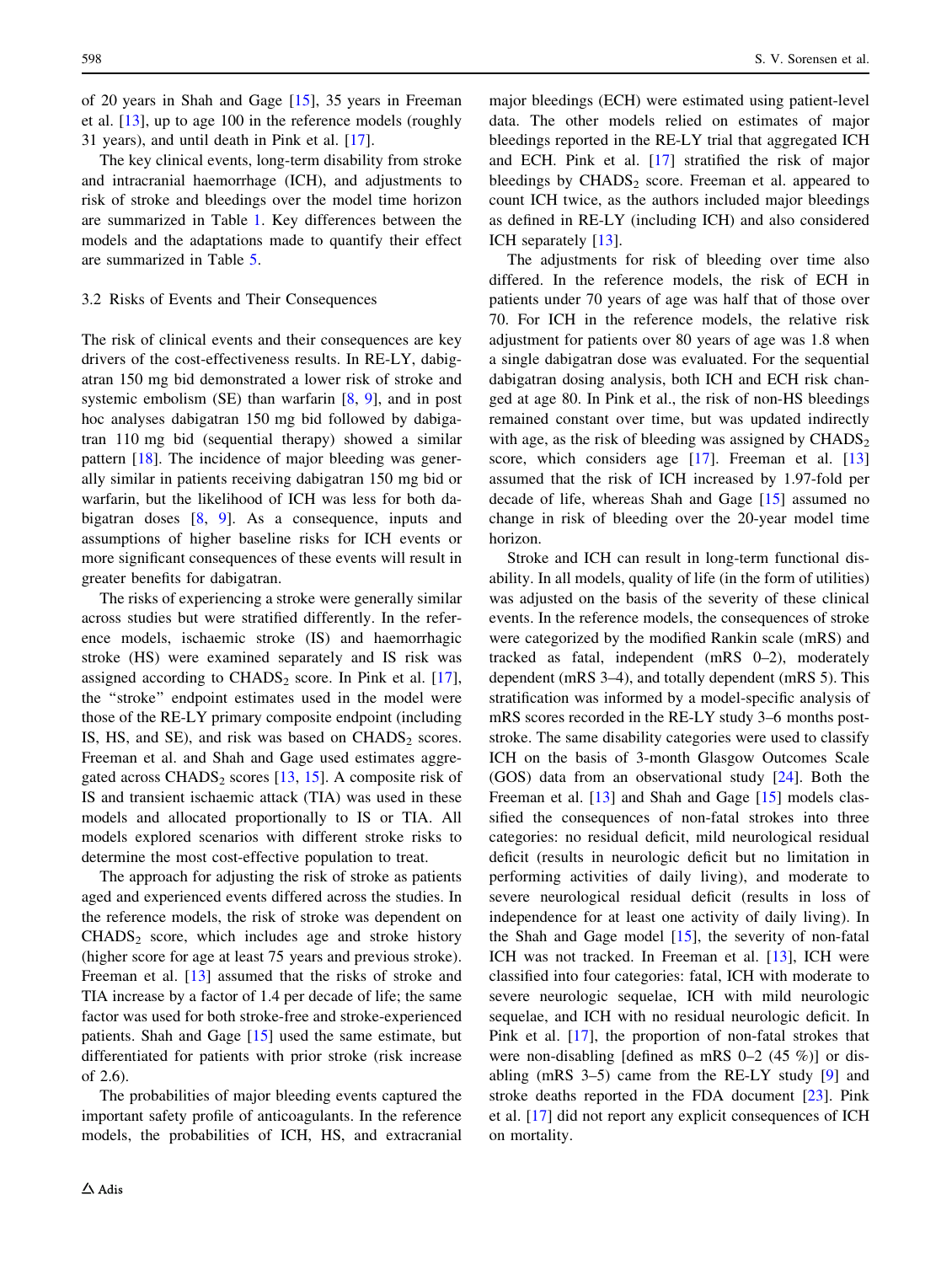of 20 years in Shah and Gage [15], 35 years in Freeman et al. [13], up to age 100 in the reference models (roughly 31 years), and until death in Pink et al. [17].

The key clinical events, long-term disability from stroke and intracranial haemorrhage (ICH), and adjustments to risk of stroke and bleedings over the model time horizon are summarized in Table 1. Key differences between the models and the adaptations made to quantify their effect are summarized in Table 5.

### 3.2 Risks of Events and Their Consequences

The risk of clinical events and their consequences are key drivers of the cost-effectiveness results. In RE-LY, dabigatran 150 mg bid demonstrated a lower risk of stroke and systemic embolism (SE) than warfarin [8, 9], and in post hoc analyses dabigatran 150 mg bid followed by dabigatran 110 mg bid (sequential therapy) showed a similar pattern [18]. The incidence of major bleeding was generally similar in patients receiving dabigatran 150 mg bid or warfarin, but the likelihood of ICH was less for both dabigatran doses [8, 9]. As a consequence, inputs and assumptions of higher baseline risks for ICH events or more significant consequences of these events will result in greater benefits for dabigatran.

The risks of experiencing a stroke were generally similar across studies but were stratified differently. In the reference models, ischaemic stroke (IS) and haemorrhagic stroke (HS) were examined separately and IS risk was assigned according to $CHADS_2$ score. In Pink et al. [17], the "stroke" endpoint estimates used in the model were those of the RE-LY primary composite endpoint (including IS, HS, and SE), and risk was based on $CHADS_2$ scores. Freeman et al. and Shah and Gage used estimates aggregated across $CHADS_2$ scores [13, 15]. A composite risk of IS and transient ischaemic attack (TIA) was used in these models and allocated proportionally to IS or TIA. All models explored scenarios with different stroke risks to determine the most cost-effective population to treat.

The approach for adjusting the risk of stroke as patients aged and experienced events differed across the studies. In the reference models, the risk of stroke was dependent on $CHADS_2$ score, which includes age and stroke history (higher score for age at least 75 years and previous stroke). Freeman et al. [13] assumed that the risks of stroke and TIA increase by a factor of 1.4 per decade of life; the same factor was used for both stroke-free and stroke-experienced patients. Shah and Gage [15] used the same estimate, but differentiated for patients with prior stroke (risk increase of 2.6).

The probabilities of major bleeding events captured the important safety profile of anticoagulants. In the reference models, the probabilities of ICH, HS, and extracranial major bleedings (ECH) were estimated using patient-level data. The other models relied on estimates of major bleedings reported in the RE-LY trial that aggregated ICH and ECH. Pink et al. [17] stratified the risk of major bleedings by $CHADS_2$ score. Freeman et al. appeared to count ICH twice, as the authors included major bleedings as defined in RE-LY (including ICH) and also considered ICH separately [13].

The adjustments for risk of bleeding over time also differed. In the reference models, the risk of ECH in patients under 70 years of age was half that of those over 70. For ICH in the reference models, the relative risk adjustment for patients over 80 years of age was 1.8 when a single dabigatran dose was evaluated. For the sequential dabigatran dosing analysis, both ICH and ECH risk changed at age 80. In Pink et al., the risk of non-HS bleedings remained constant over time, but was updated indirectly with age, as the risk of bleeding was assigned by $CHADS_2$ score, which considers age [17]. Freeman et al. [13] assumed that the risk of ICH increased by 1.97-fold per decade of life, whereas Shah and Gage [15] assumed no change in risk of bleeding over the 20-year model time horizon.

Stroke and ICH can result in long-term functional disability. In all models, quality of life (in the form of utilities) was adjusted on the basis of the severity of these clinical events. In the reference models, the consequences of stroke were categorized by the modified Rankin scale (mRS) and tracked as fatal, independent (mRS 0–2), moderately dependent (mRS 3–4), and totally dependent (mRS 5). This stratification was informed by a model-specific analysis of mRS scores recorded in the RE-LY study 3–6 months post-stroke. The same disability categories were used to classify ICH on the basis of 3-month Glasgow Outcomes Scale (GOS) data from an observational study [24]. Both the Freeman et al. [13] and Shah and Gage [15] models classified the consequences of non-fatal strokes into three categories: no residual deficit, mild neurological residual deficit (results in neurologic deficit but no limitation in performing activities of daily living), and moderate to severe neurological residual deficit (results in loss of independence for at least one activity of daily living). In the Shah and Gage model [15], the severity of non-fatal ICH was not tracked. In Freeman et al. [13], ICH were classified into four categories: fatal, ICH with moderate to severe neurologic sequelae, ICH with mild neurologic sequelae, and ICH with no residual neurologic deficit. In Pink et al. [17], the proportion of non-fatal strokes that were non-disabling [defined as mRS 0–2 (45 %)] or disabling (mRS 3–5) came from the RE-LY study [9] and stroke deaths reported in the FDA document [23]. Pink et al. [17] did not report any explicit consequences of ICH on mortality.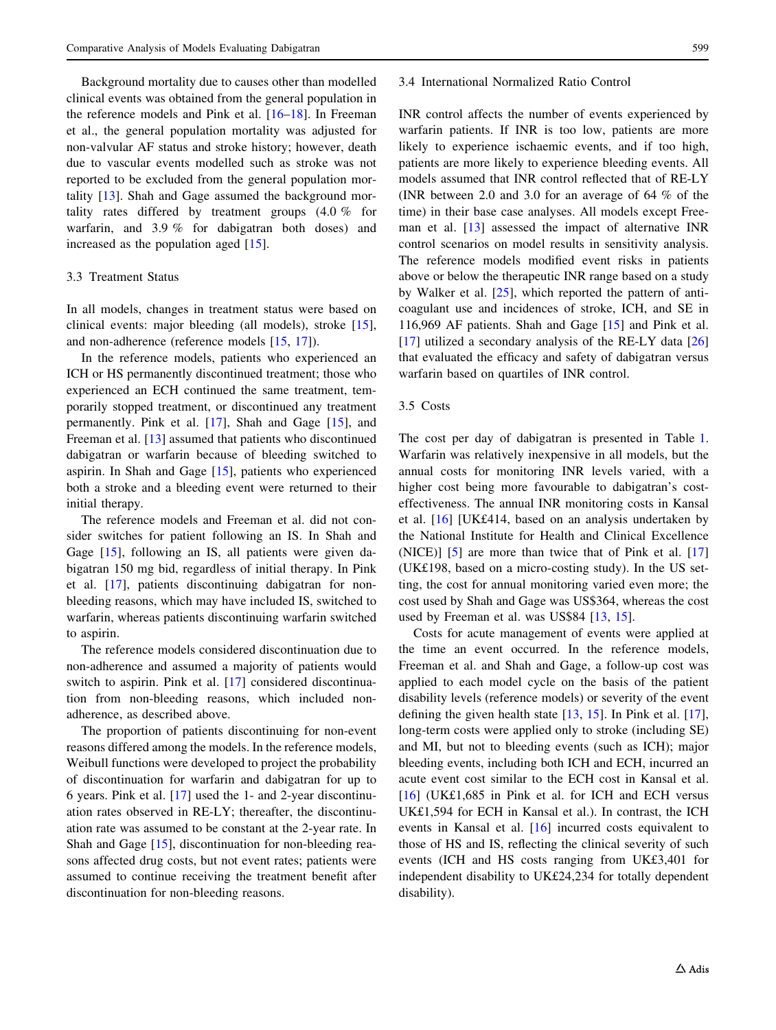Background mortality due to causes other than modelled clinical events was obtained from the general population in the reference models and Pink et al. [16–18]. In Freeman et al., the general population mortality was adjusted for non-valvular AF status and stroke history; however, death due to vascular events modelled such as stroke was not reported to be excluded from the general population mortality [13]. Shah and Gage assumed the background mortality rates differed by treatment groups (4.0 % for warfarin, and 3.9 % for dabigatran both doses) and increased as the population aged [15].

### 3.3 Treatment Status

In all models, changes in treatment status were based on clinical events: major bleeding (all models), stroke [15], and non-adherence (reference models [15, 17]).

In the reference models, patients who experienced an ICH or HS permanently discontinued treatment; those who experienced an ECH continued the same treatment, temporarily stopped treatment, or discontinued any treatment permanently. Pink et al. [17], Shah and Gage [15], and Freeman et al. [13] assumed that patients who discontinued dabigatran or warfarin because of bleeding switched to aspirin. In Shah and Gage [15], patients who experienced both a stroke and a bleeding event were returned to their initial therapy.

The reference models and Freeman et al. did not consider switches for patient following an IS. In Shah and Gage [15], following an IS, all patients were given dabigatran 150 mg bid, regardless of initial therapy. In Pink et al. [17], patients discontinuing dabigatran for non-bleeding reasons, which may have included IS, switched to warfarin, whereas patients discontinuing warfarin switched to aspirin.

The reference models considered discontinuation due to non-adherence and assumed a majority of patients would switch to aspirin. Pink et al. [17] considered discontinuation from non-bleeding reasons, which included non-adherence, as described above.

The proportion of patients discontinuing for non-event reasons differed among the models. In the reference models, Weibull functions were developed to project the probability of discontinuation for warfarin and dabigatran for up to 6 years. Pink et al. [17] used the 1- and 2-year discontinuation rates observed in RE-LY; thereafter, the discontinuation rate was assumed to be constant at the 2-year rate. In Shah and Gage [15], discontinuation for non-bleeding reasons affected drug costs, but not event rates; patients were assumed to continue receiving the treatment benefit after discontinuation for non-bleeding reasons.

### 3.4 International Normalized Ratio Control

INR control affects the number of events experienced by warfarin patients. If INR is too low, patients are more likely to experience ischaemic events, and if too high, patients are more likely to experience bleeding events. All models assumed that INR control reflected that of RE-LY (INR between 2.0 and 3.0 for an average of 64 % of the time) in their base case analyses. All models except Freeman et al. [13] assessed the impact of alternative INR control scenarios on model results in sensitivity analysis. The reference models modified event risks in patients above or below the therapeutic INR range based on a study by Walker et al. [25], which reported the pattern of anticoagulant use and incidences of stroke, ICH, and SE in 116,969 AF patients. Shah and Gage [15] and Pink et al. [17] utilized a secondary analysis of the RE-LY data [26] that evaluated the efficacy and safety of dabigatran versus warfarin based on quartiles of INR control.

### 3.5 Costs

The cost per day of dabigatran is presented in Table 1. Warfarin was relatively inexpensive in all models, but the annual costs for monitoring INR levels varied, with a higher cost being more favourable to dabigatran's cost-effectiveness. The annual INR monitoring costs in Kansal et al. [16] [UK£414, based on an analysis undertaken by the National Institute for Health and Clinical Excellence (NICE)] [5] are more than twice that of Pink et al. [17] (UK£198, based on a micro-costing study). In the US setting, the cost for annual monitoring varied even more; the cost used by Shah and Gage was US$364, whereas the cost used by Freeman et al. was US$84 [13, 15].

Costs for acute management of events were applied at the time an event occurred. In the reference models, Freeman et al. and Shah and Gage, a follow-up cost was applied to each model cycle on the basis of the patient disability levels (reference models) or severity of the event defining the given health state [13, 15]. In Pink et al. [17], long-term costs were applied only to stroke (including SE) and MI, but not to bleeding events (such as ICH); major bleeding events, including both ICH and ECH, incurred an acute event cost similar to the ECH cost in Kansal et al. [16] (UK£1,685 in Pink et al. for ICH and ECH versus UK£1,594 for ECH in Kansal et al.). In contrast, the ICH events in Kansal et al. [16] incurred costs equivalent to those of HS and IS, reflecting the clinical severity of such events (ICH and HS costs ranging from UK£3,401 for independent disability to UK£24,234 for totally dependent disability).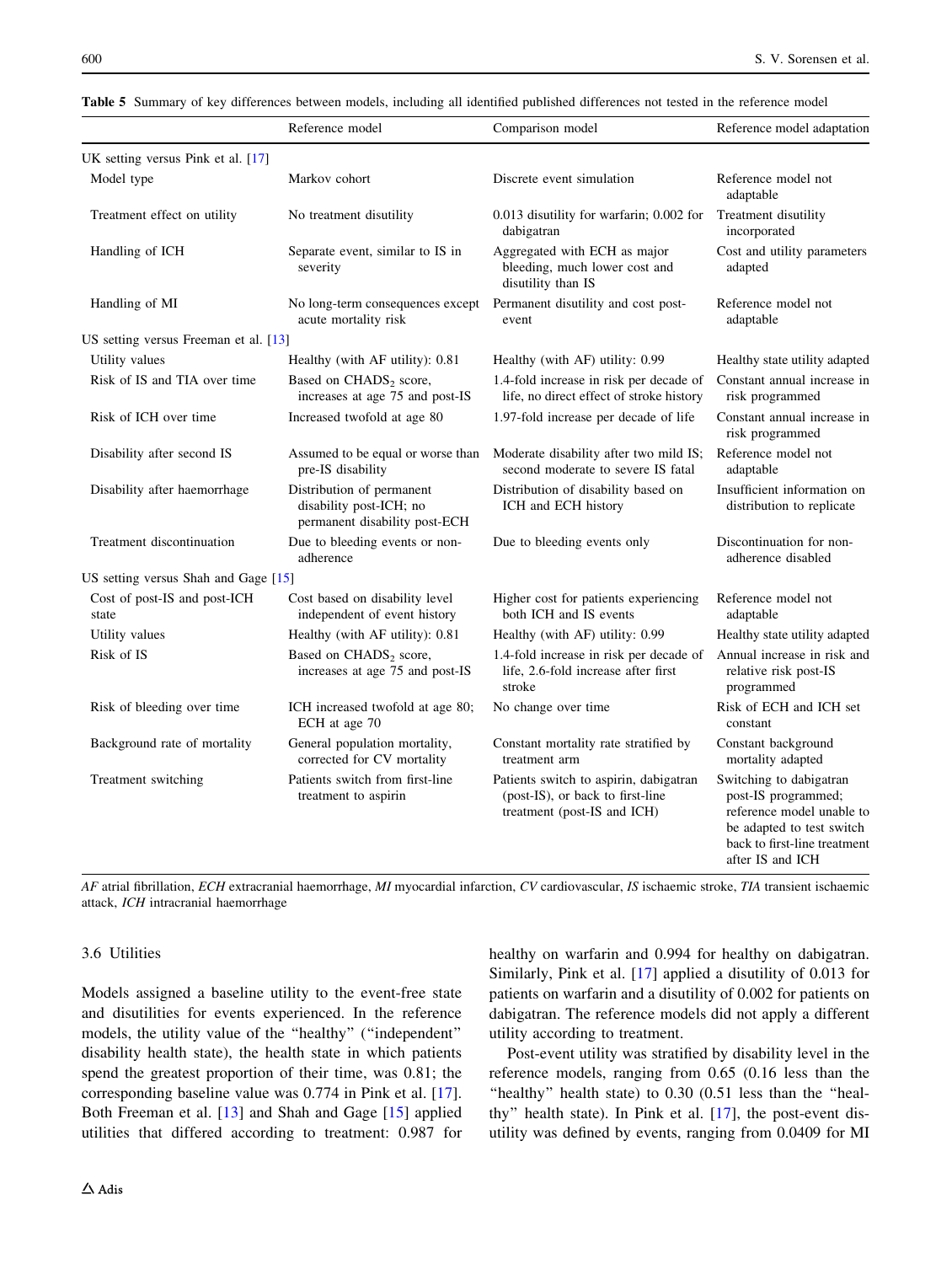**Table 5** Summary of key differences between models, including all identified published differences not tested in the reference model

| | Reference model | Comparison model | Reference model adaptation |
|---|---|---|---|
| UK setting versus Pink et al. [17] | | | |
| Model type | Markov cohort | Discrete event simulation | Reference model not adaptable |
| Treatment effect on utility | No treatment disutility | 0.013 disutility for warfarin; 0.002 for dabigatran | Treatment disutility incorporated |
| Handling of ICH | Separate event, similar to IS in severity | Aggregated with ECH as major bleeding, much lower cost and disutility than IS | Cost and utility parameters adapted |
| Handling of MI | No long-term consequences except acute mortality risk | Permanent disutility and cost post-event | Reference model not adaptable |
| US setting versus Freeman et al. [13] | | | |
| Utility values | Healthy (with AF utility): 0.81 | Healthy (with AF) utility: 0.99 | Healthy state utility adapted |
| Risk of IS and TIA over time | Based on $CHADS_2$ score, increases at age 75 and post-IS | 1.4-fold increase in risk per decade of life, no direct effect of stroke history | Constant annual increase in risk programmed |
| Risk of ICH over time | Increased twofold at age 80 | 1.97-fold increase per decade of life | Constant annual increase in risk programmed |
| Disability after second IS | Assumed to be equal or worse than pre-IS disability | Moderate disability after two mild IS; second moderate to severe IS fatal | Reference model not adaptable |
| Disability after haemorrhage | Distribution of permanent disability post-ICH; no permanent disability post-ECH | Distribution of disability based on ICH and ECH history | Insufficient information on distribution to replicate |
| Treatment discontinuation | Due to bleeding events or non-adherence | Due to bleeding events only | Discontinuation for non-adherence disabled |
| US setting versus Shah and Gage [15] | | | |
| Cost of post-IS and post-ICH state | Cost based on disability level independent of event history | Higher cost for patients experiencing both ICH and IS events | Reference model not adaptable |
| Utility values | Healthy (with AF utility): 0.81 | Healthy (with AF) utility: 0.99 | Healthy state utility adapted |
| Risk of IS | Based on $CHADS_2$ score, increases at age 75 and post-IS | 1.4-fold increase in risk per decade of life, 2.6-fold increase after first stroke | Annual increase in risk and relative risk post-IS programmed |
| Risk of bleeding over time | ICH increased twofold at age 80; ECH at age 70 | No change over time | Risk of ECH and ICH set constant |
| Background rate of mortality | General population mortality, corrected for CV mortality | Constant mortality rate stratified by treatment arm | Constant background mortality adapted |
| Treatment switching | Patients switch from first-line treatment to aspirin | Patients switch to aspirin, dabigatran (post-IS), or back to first-line treatment (post-IS and ICH) | Switching to dabigatran post-IS programmed; reference model unable to be adapted to test switch back to first-line treatment after IS and ICH |

*AF* atrial fibrillation, *ECH* extracranial haemorrhage, *MI* myocardial infarction, *CV* cardiovascular, *IS* ischaemic stroke, *TIA* transient ischaemic attack, *ICH* intracranial haemorrhage

### 3.6 Utilities

Models assigned a baseline utility to the event-free state and disutilities for events experienced. In the reference models, the utility value of the "healthy" ("independent" disability health state), the health state in which patients spend the greatest proportion of their time, was 0.81; the corresponding baseline value was 0.774 in Pink et al. [17]. Both Freeman et al. [13] and Shah and Gage [15] applied utilities that differed according to treatment: 0.987 for healthy on warfarin and 0.994 for healthy on dabigatran. Similarly, Pink et al. [17] applied a disutility of 0.013 for patients on warfarin and a disutility of 0.002 for patients on dabigatran. The reference models did not apply a different utility according to treatment.

Post-event utility was stratified by disability level in the reference models, ranging from 0.65 (0.16 less than the "healthy" health state) to 0.30 (0.51 less than the "healthy" health state). In Pink et al. [17], the post-event disutility was defined by events, ranging from 0.0409 for MI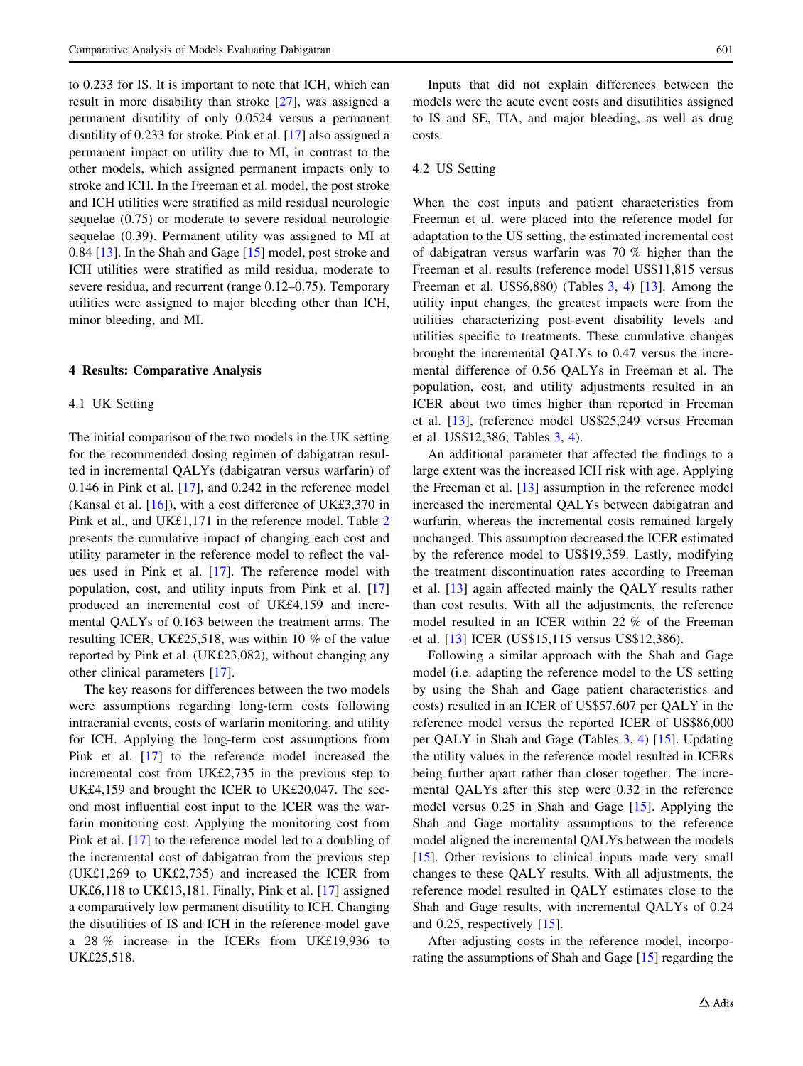to 0.233 for IS. It is important to note that ICH, which can result in more disability than stroke [27], was assigned a permanent disutility of only 0.0524 versus a permanent disutility of 0.233 for stroke. Pink et al. [17] also assigned a permanent impact on utility due to MI, in contrast to the other models, which assigned permanent impacts only to stroke and ICH. In the Freeman et al. model, the post stroke and ICH utilities were stratified as mild residual neurologic sequelae (0.75) or moderate to severe residual neurologic sequelae (0.39). Permanent utility was assigned to MI at 0.84 [13]. In the Shah and Gage [15] model, post stroke and ICH utilities were stratified as mild residua, moderate to severe residua, and recurrent (range 0.12–0.75). Temporary utilities were assigned to major bleeding other than ICH, minor bleeding, and MI.

## 4 Results: Comparative Analysis

### 4.1 UK Setting

The initial comparison of the two models in the UK setting for the recommended dosing regimen of dabigatran resulted in incremental QALYs (dabigatran versus warfarin) of 0.146 in Pink et al. [17], and 0.242 in the reference model (Kansal et al. [16]), with a cost difference of UK£3,370 in Pink et al., and UK£1,171 in the reference model. Table 2 presents the cumulative impact of changing each cost and utility parameter in the reference model to reflect the values used in Pink et al. [17]. The reference model with population, cost, and utility inputs from Pink et al. [17] produced an incremental cost of UK£4,159 and incremental QALYs of 0.163 between the treatment arms. The resulting ICER, UK£25,518, was within 10 % of the value reported by Pink et al. (UK£23,082), without changing any other clinical parameters [17].

The key reasons for differences between the two models were assumptions regarding long-term costs following intracranial events, costs of warfarin monitoring, and utility for ICH. Applying the long-term cost assumptions from Pink et al. [17] to the reference model increased the incremental cost from UK£2,735 in the previous step to UK£4,159 and brought the ICER to UK£20,047. The second most influential cost input to the ICER was the warfarin monitoring cost. Applying the monitoring cost from Pink et al. [17] to the reference model led to a doubling of the incremental cost of dabigatran from the previous step (UK£1,269 to UK£2,735) and increased the ICER from UK£6,118 to UK£13,181. Finally, Pink et al. [17] assigned a comparatively low permanent disutility to ICH. Changing the disutilities of IS and ICH in the reference model gave a 28 % increase in the ICERs from UK£19,936 to UK£25,518.

Inputs that did not explain differences between the models were the acute event costs and disutilities assigned to IS and SE, TIA, and major bleeding, as well as drug costs.

### 4.2 US Setting

When the cost inputs and patient characteristics from Freeman et al. were placed into the reference model for adaptation to the US setting, the estimated incremental cost of dabigatran versus warfarin was 70 % higher than the Freeman et al. results (reference model US$11,815 versus Freeman et al. US$6,880) (Tables 3, 4) [13]. Among the utility input changes, the greatest impacts were from the utilities characterizing post-event disability levels and utilities specific to treatments. These cumulative changes brought the incremental QALYs to 0.47 versus the incremental difference of 0.56 QALYs in Freeman et al. The population, cost, and utility adjustments resulted in an ICER about two times higher than reported in Freeman et al. [13], (reference model US$25,249 versus Freeman et al. US$12,386; Tables 3, 4).

An additional parameter that affected the findings to a large extent was the increased ICH risk with age. Applying the Freeman et al. [13] assumption in the reference model increased the incremental QALYs between dabigatran and warfarin, whereas the incremental costs remained largely unchanged. This assumption decreased the ICER estimated by the reference model to US$19,359. Lastly, modifying the treatment discontinuation rates according to Freeman et al. [13] again affected mainly the QALY results rather than cost results. With all the adjustments, the reference model resulted in an ICER within 22 % of the Freeman et al. [13] ICER (US$15,115 versus US$12,386).

Following a similar approach with the Shah and Gage model (i.e. adapting the reference model to the US setting by using the Shah and Gage patient characteristics and costs) resulted in an ICER of US$57,607 per QALY in the reference model versus the reported ICER of US$86,000 per QALY in Shah and Gage (Tables 3, 4) [15]. Updating the utility values in the reference model resulted in ICERs being further apart rather than closer together. The incremental QALYs after this step were 0.32 in the reference model versus 0.25 in Shah and Gage [15]. Applying the Shah and Gage mortality assumptions to the reference model aligned the incremental QALYs between the models [15]. Other revisions to clinical inputs made very small changes to these QALY results. With all adjustments, the reference model resulted in QALY estimates close to the Shah and Gage results, with incremental QALYs of 0.24 and 0.25, respectively [15].

After adjusting costs in the reference model, incorporating the assumptions of Shah and Gage [15] regarding the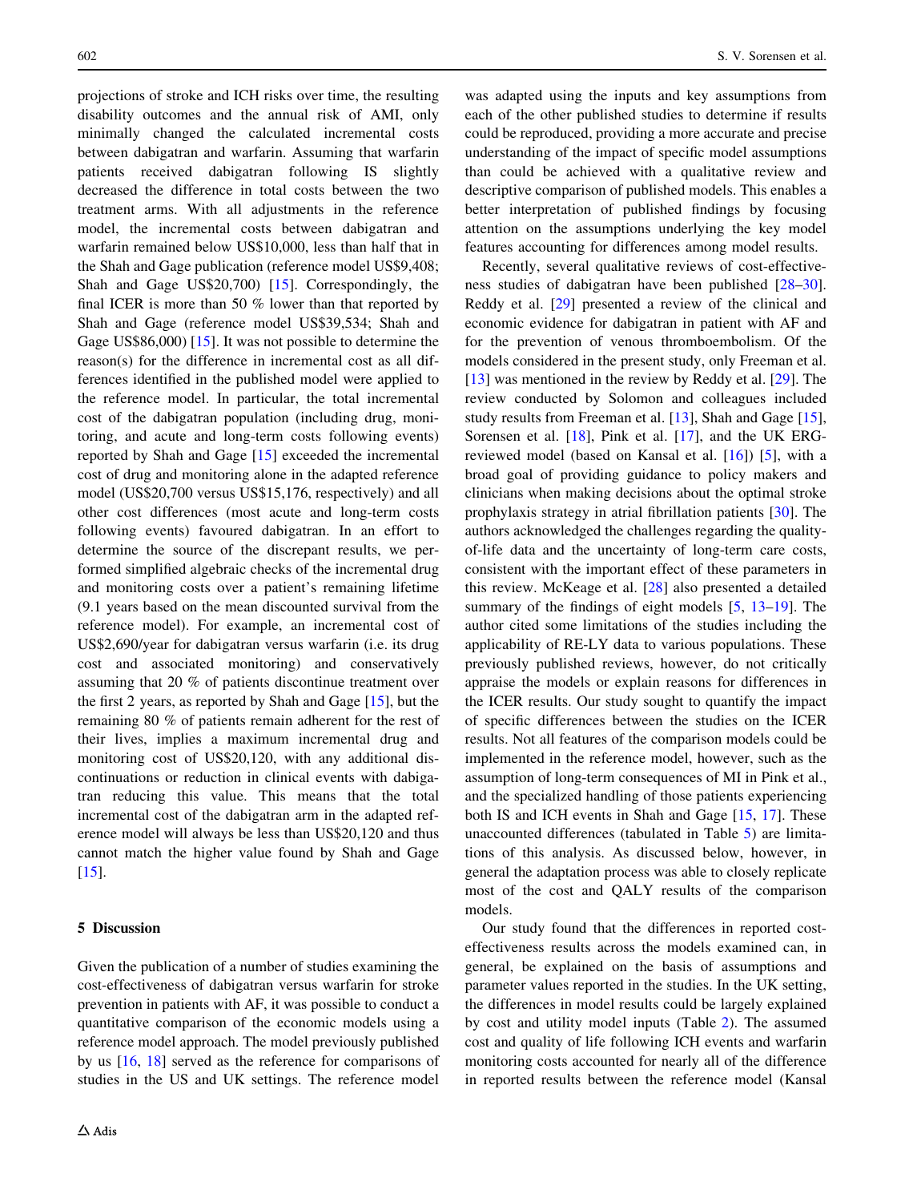projections of stroke and ICH risks over time, the resulting disability outcomes and the annual risk of AMI, only minimally changed the calculated incremental costs between dabigatran and warfarin. Assuming that warfarin patients received dabigatran following IS slightly decreased the difference in total costs between the two treatment arms. With all adjustments in the reference model, the incremental costs between dabigatran and warfarin remained below US$10,000, less than half that in the Shah and Gage publication (reference model US$9,408; Shah and Gage US$20,700) [15]. Correspondingly, the final ICER is more than 50 % lower than that reported by Shah and Gage (reference model US$39,534; Shah and Gage US$86,000) [15]. It was not possible to determine the reason(s) for the difference in incremental cost as all differences identified in the published model were applied to the reference model. In particular, the total incremental cost of the dabigatran population (including drug, monitoring, and acute and long-term costs following events) reported by Shah and Gage [15] exceeded the incremental cost of drug and monitoring alone in the adapted reference model (US$20,700 versus US$15,176, respectively) and all other cost differences (most acute and long-term costs following events) favoured dabigatran. In an effort to determine the source of the discrepant results, we performed simplified algebraic checks of the incremental drug and monitoring costs over a patient's remaining lifetime (9.1 years based on the mean discounted survival from the reference model). For example, an incremental cost of US$2,690/year for dabigatran versus warfarin (i.e. its drug cost and associated monitoring) and conservatively assuming that 20 % of patients discontinue treatment over the first 2 years, as reported by Shah and Gage [15], but the remaining 80 % of patients remain adherent for the rest of their lives, implies a maximum incremental drug and monitoring cost of US$20,120, with any additional discontinuations or reduction in clinical events with dabigatran reducing this value. This means that the total incremental cost of the dabigatran arm in the adapted reference model will always be less than US$20,120 and thus cannot match the higher value found by Shah and Gage [15].

## 5 Discussion

Given the publication of a number of studies examining the cost-effectiveness of dabigatran versus warfarin for stroke prevention in patients with AF, it was possible to conduct a quantitative comparison of the economic models using a reference model approach. The model previously published by us [16, 18] served as the reference for comparisons of studies in the US and UK settings. The reference model was adapted using the inputs and key assumptions from each of the other published studies to determine if results could be reproduced, providing a more accurate and precise understanding of the impact of specific model assumptions than could be achieved with a qualitative review and descriptive comparison of published models. This enables a better interpretation of published findings by focusing attention on the assumptions underlying the key model features accounting for differences among model results.

Recently, several qualitative reviews of cost-effectiveness studies of dabigatran have been published [28–30]. Reddy et al. [29] presented a review of the clinical and economic evidence for dabigatran in patient with AF and for the prevention of venous thromboembolism. Of the models considered in the present study, only Freeman et al. [13] was mentioned in the review by Reddy et al. [29]. The review conducted by Solomon and colleagues included study results from Freeman et al. [13], Shah and Gage [15], Sorensen et al. [18], Pink et al. [17], and the UK ERG-reviewed model (based on Kansal et al. [16]) [5], with a broad goal of providing guidance to policy makers and clinicians when making decisions about the optimal stroke prophylaxis strategy in atrial fibrillation patients [30]. The authors acknowledged the challenges regarding the quality-of-life data and the uncertainty of long-term care costs, consistent with the important effect of these parameters in this review. McKeage et al. [28] also presented a detailed summary of the findings of eight models [5, 13–19]. The author cited some limitations of the studies including the applicability of RE-LY data to various populations. These previously published reviews, however, do not critically appraise the models or explain reasons for differences in the ICER results. Our study sought to quantify the impact of specific differences between the studies on the ICER results. Not all features of the comparison models could be implemented in the reference model, however, such as the assumption of long-term consequences of MI in Pink et al., and the specialized handling of those patients experiencing both IS and ICH events in Shah and Gage [15, 17]. These unaccounted differences (tabulated in Table 5) are limitations of this analysis. As discussed below, however, in general the adaptation process was able to closely replicate most of the cost and QALY results of the comparison models.

Our study found that the differences in reported cost-effectiveness results across the models examined can, in general, be explained on the basis of assumptions and parameter values reported in the studies. In the UK setting, the differences in model results could be largely explained by cost and utility model inputs (Table 2). The assumed cost and quality of life following ICH events and warfarin monitoring costs accounted for nearly all of the difference in reported results between the reference model (Kansal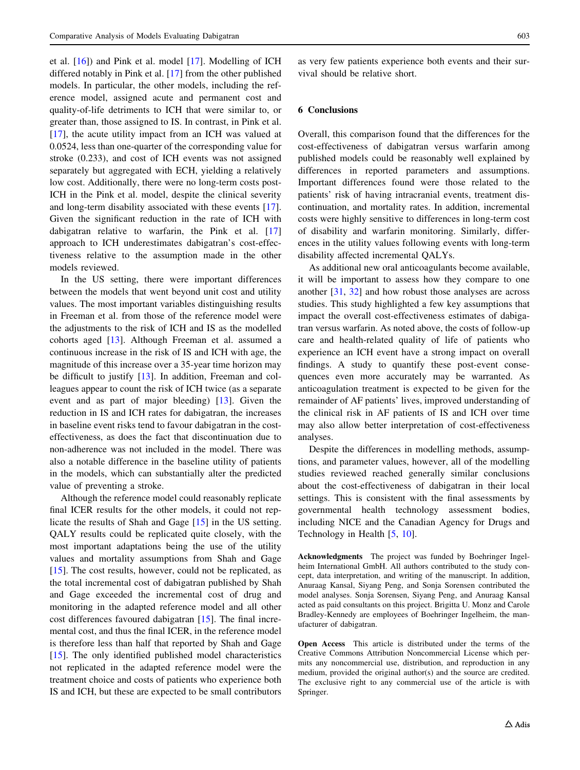et al. [16]) and Pink et al. model [17]. Modelling of ICH differed notably in Pink et al. [17] from the other published models. In particular, the other models, including the reference model, assigned acute and permanent cost and quality-of-life detriments to ICH that were similar to, or greater than, those assigned to IS. In contrast, in Pink et al. [17], the acute utility impact from an ICH was valued at 0.0524, less than one-quarter of the corresponding value for stroke (0.233), and cost of ICH events was not assigned separately but aggregated with ECH, yielding a relatively low cost. Additionally, there were no long-term costs post-ICH in the Pink et al. model, despite the clinical severity and long-term disability associated with these events [17]. Given the significant reduction in the rate of ICH with dabigatran relative to warfarin, the Pink et al. [17] approach to ICH underestimates dabigatran's cost-effectiveness relative to the assumption made in the other models reviewed.

In the US setting, there were important differences between the models that went beyond unit cost and utility values. The most important variables distinguishing results in Freeman et al. from those of the reference model were the adjustments to the risk of ICH and IS as the modelled cohorts aged [13]. Although Freeman et al. assumed a continuous increase in the risk of IS and ICH with age, the magnitude of this increase over a 35-year time horizon may be difficult to justify [13]. In addition, Freeman and colleagues appear to count the risk of ICH twice (as a separate event and as part of major bleeding) [13]. Given the reduction in IS and ICH rates for dabigatran, the increases in baseline event risks tend to favour dabigatran in the cost-effectiveness, as does the fact that discontinuation due to non-adherence was not included in the model. There was also a notable difference in the baseline utility of patients in the models, which can substantially alter the predicted value of preventing a stroke.

Although the reference model could reasonably replicate final ICER results for the other models, it could not replicate the results of Shah and Gage [15] in the US setting. QALY results could be replicated quite closely, with the most important adaptations being the use of the utility values and mortality assumptions from Shah and Gage [15]. The cost results, however, could not be replicated, as the total incremental cost of dabigatran published by Shah and Gage exceeded the incremental cost of drug and monitoring in the adapted reference model and all other cost differences favoured dabigatran [15]. The final incremental cost, and thus the final ICER, in the reference model is therefore less than half that reported by Shah and Gage [15]. The only identified published model characteristics not replicated in the adapted reference model were the treatment choice and costs of patients who experience both IS and ICH, but these are expected to be small contributors as very few patients experience both events and their survival should be relative short.

## 6 Conclusions

Overall, this comparison found that the differences for the cost-effectiveness of dabigatran versus warfarin among published models could be reasonably well explained by differences in reported parameters and assumptions. Important differences found were those related to the patients' risk of having intracranial events, treatment discontinuation, and mortality rates. In addition, incremental costs were highly sensitive to differences in long-term cost of disability and warfarin monitoring. Similarly, differences in the utility values following events with long-term disability affected incremental QALYs.

As additional new oral anticoagulants become available, it will be important to assess how they compare to one another [31, 32] and how robust those analyses are across studies. This study highlighted a few key assumptions that impact the overall cost-effectiveness estimates of dabigatran versus warfarin. As noted above, the costs of follow-up care and health-related quality of life of patients who experience an ICH event have a strong impact on overall findings. A study to quantify these post-event consequences even more accurately may be warranted. As anticoagulation treatment is expected to be given for the remainder of AF patients' lives, improved understanding of the clinical risk in AF patients of IS and ICH over time may also allow better interpretation of cost-effectiveness analyses.

Despite the differences in modelling methods, assumptions, and parameter values, however, all of the modelling studies reviewed reached generally similar conclusions about the cost-effectiveness of dabigatran in their local settings. This is consistent with the final assessments by governmental health technology assessment bodies, including NICE and the Canadian Agency for Drugs and Technology in Health [5, 10].

**Acknowledgments** The project was funded by Boehringer Ingelheim International GmbH. All authors contributed to the study concept, data interpretation, and writing of the manuscript. In addition, Anuraag Kansal, Siyang Peng, and Sonja Sorensen contributed the model analyses. Sonja Sorensen, Siyang Peng, and Anuraag Kansal acted as paid consultants on this project. Brigitta U. Monz and Carole Bradley-Kennedy are employees of Boehringer Ingelheim, the manufacturer of dabigatran.

**Open Access** This article is distributed under the terms of the Creative Commons Attribution Noncommercial License which permits any noncommercial use, distribution, and reproduction in any medium, provided the original author(s) and the source are credited. The exclusive right to any commercial use of the article is with Springer.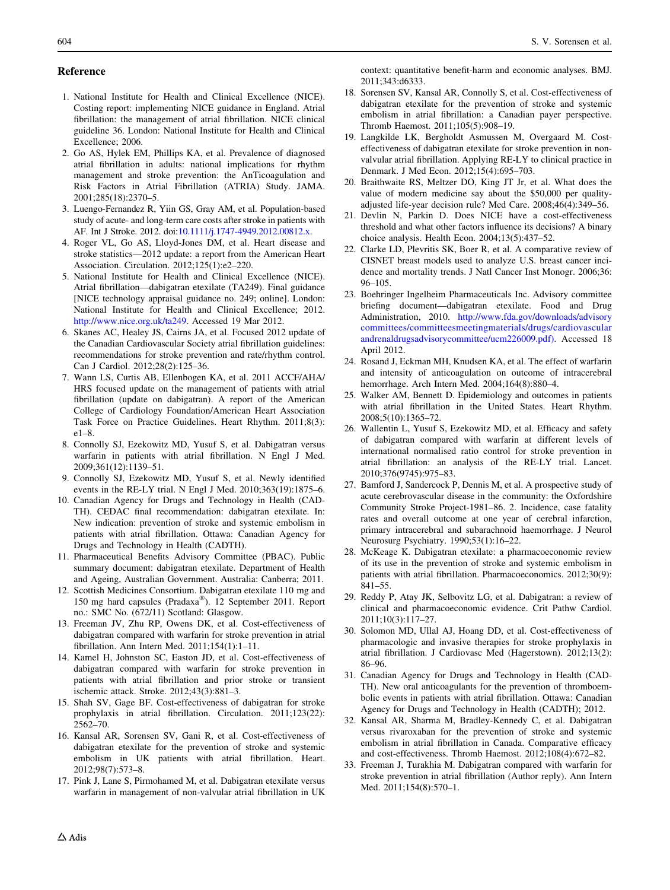## Reference

1. National Institute for Health and Clinical Excellence (NICE). Costing report: implementing NICE guidance in England. Atrial fibrillation: the management of atrial fibrillation. NICE clinical guideline 36. London: National Institute for Health and Clinical Excellence; 2006.
2. Go AS, Hylek EM, Phillips KA, et al. Prevalence of diagnosed atrial fibrillation in adults: national implications for rhythm management and stroke prevention: the AnTicoagulation and Risk Factors in Atrial Fibrillation (ATRIA) Study. JAMA. 2001;285(18):2370–5.
3. Luengo-Fernandez R, Yiin GS, Gray AM, et al. Population-based study of acute- and long-term care costs after stroke in patients with AF. Int J Stroke. 2012. doi:10.1111/j.1747-4949.2012.00812.x.
4. Roger VL, Go AS, Lloyd-Jones DM, et al. Heart disease and stroke statistics—2012 update: a report from the American Heart Association. Circulation. 2012;125(1):e2–220.
5. National Institute for Health and Clinical Excellence (NICE). Atrial fibrillation—dabigatran etexilate (TA249). Final guidance [NICE technology appraisal guidance no. 249; online]. London: National Institute for Health and Clinical Excellence; 2012. http://www.nice.org.uk/ta249. Accessed 19 Mar 2012.
6. Skanes AC, Healey JS, Cairns JA, et al. Focused 2012 update of the Canadian Cardiovascular Society atrial fibrillation guidelines: recommendations for stroke prevention and rate/rhythm control. Can J Cardiol. 2012;28(2):125–36.
7. Wann LS, Curtis AB, Ellenbogen KA, et al. 2011 ACCF/AHA/HRS focused update on the management of patients with atrial fibrillation (update on dabigatran). A report of the American College of Cardiology Foundation/American Heart Association Task Force on Practice Guidelines. Heart Rhythm. 2011;8(3):e1–8.
8. Connolly SJ, Ezekowitz MD, Yusuf S, et al. Dabigatran versus warfarin in patients with atrial fibrillation. N Engl J Med. 2009;361(12):1139–51.
9. Connolly SJ, Ezekowitz MD, Yusuf S, et al. Newly identified events in the RE-LY trial. N Engl J Med. 2010;363(19):1875–6.
10. Canadian Agency for Drugs and Technology in Health (CADTH). CEDAC final recommendation: dabigatran etexilate. In: New indication: prevention of stroke and systemic embolism in patients with atrial fibrillation. Ottawa: Canadian Agency for Drugs and Technology in Health (CADTH).
11. Pharmaceutical Benefits Advisory Committee (PBAC). Public summary document: dabigatran etexilate. Department of Health and Ageing, Australian Government. Australia: Canberra; 2011.
12. Scottish Medicines Consortium. Dabigatran etexilate 110 mg and 150 mg hard capsules (Pradaxa®). 12 September 2011. Report no.: SMC No. (672/11) Scotland: Glasgow.
13. Freeman JV, Zhu RP, Owens DK, et al. Cost-effectiveness of dabigatran compared with warfarin for stroke prevention in atrial fibrillation. Ann Intern Med. 2011;154(1):1–11.
14. Kamel H, Johnston SC, Easton JD, et al. Cost-effectiveness of dabigatran compared with warfarin for stroke prevention in patients with atrial fibrillation and prior stroke or transient ischemic attack. Stroke. 2012;43(3):881–3.
15. Shah SV, Gage BF. Cost-effectiveness of dabigatran for stroke prophylaxis in atrial fibrillation. Circulation. 2011;123(22):2562–70.
16. Kansal AR, Sorensen SV, Gani R, et al. Cost-effectiveness of dabigatran etexilate for the prevention of stroke and systemic embolism in UK patients with atrial fibrillation. Heart. 2012;98(7):573–8.
17. Pink J, Lane S, Pirmohamed M, et al. Dabigatran etexilate versus warfarin in management of non-valvular atrial fibrillation in UK context: quantitative benefit-harm and economic analyses. BMJ. 2011;343:d6333.
18. Sorensen SV, Kansal AR, Connolly S, et al. Cost-effectiveness of dabigatran etexilate for the prevention of stroke and systemic embolism in atrial fibrillation: a Canadian payer perspective. Thromb Haemost. 2011;105(5):908–19.
19. Langkilde LK, Bergholdt Asmussen M, Overgaard M. Cost-effectiveness of dabigatran etexilate for stroke prevention in non-valvular atrial fibrillation. Applying RE-LY to clinical practice in Denmark. J Med Econ. 2012;15(4):695–703.
20. Braithwaite RS, Meltzer DO, King JT Jr, et al. What does the value of modern medicine say about the $50,000 per quality-adjusted life-year decision rule? Med Care. 2008;46(4):349–56.
21. Devlin N, Parkin D. Does NICE have a cost-effectiveness threshold and what other factors influence its decisions? A binary choice analysis. Health Econ. 2004;13(5):437–52.
22. Clarke LD, Plevritis SK, Boer R, et al. A comparative review of CISNET breast models used to analyze U.S. breast cancer incidence and mortality trends. J Natl Cancer Inst Monogr. 2006;36:96–105.
23. Boehringer Ingelheim Pharmaceuticals Inc. Advisory committee briefing document—dabigatran etexilate. Food and Drug Administration, 2010. http://www.fda.gov/downloads/advisorycommittees/committeesmeetingmaterials/drugs/cardiovascularandrenaldrugsadvisorycommittee/ucm226009.pdf). Accessed 18 April 2012.
24. Rosand J, Eckman MH, Knudsen KA, et al. The effect of warfarin and intensity of anticoagulation on outcome of intracerebral hemorrhage. Arch Intern Med. 2004;164(8):880–4.
25. Walker AM, Bennett D. Epidemiology and outcomes in patients with atrial fibrillation in the United States. Heart Rhythm. 2008;5(10):1365–72.
26. Wallentin L, Yusuf S, Ezekowitz MD, et al. Efficacy and safety of dabigatran compared with warfarin at different levels of international normalised ratio control for stroke prevention in atrial fibrillation: an analysis of the RE-LY trial. Lancet. 2010;376(9745):975–83.
27. Bamford J, Sandercock P, Dennis M, et al. A prospective study of acute cerebrovascular disease in the community: the Oxfordshire Community Stroke Project-1981–86. 2. Incidence, case fatality rates and overall outcome at one year of cerebral infarction, primary intracerebral and subarachnoid haemorrhage. J Neurol Neurosurg Psychiatry. 1990;53(1):16–22.
28. McKeage K. Dabigatran etexilate: a pharmacoeconomic review of its use in the prevention of stroke and systemic embolism in patients with atrial fibrillation. Pharmacoeconomics. 2012;30(9):841–55.
29. Reddy P, Atay JK, Selbovitz LG, et al. Dabigatran: a review of clinical and pharmacoeconomic evidence. Crit Pathw Cardiol. 2011;10(3):117–27.
30. Solomon MD, Ullal AJ, Hoang DD, et al. Cost-effectiveness of pharmacologic and invasive therapies for stroke prophylaxis in atrial fibrillation. J Cardiovasc Med (Hagerstown). 2012;13(2):86–96.
31. Canadian Agency for Drugs and Technology in Health (CADTH). New oral anticoagulants for the prevention of thromboembolic events in patients with atrial fibrillation. Ottawa: Canadian Agency for Drugs and Technology in Health (CADTH); 2012.
32. Kansal AR, Sharma M, Bradley-Kennedy C, et al. Dabigatran versus rivaroxaban for the prevention of stroke and systemic embolism in atrial fibrillation in Canada. Comparative efficacy and cost-effectiveness. Thromb Haemost. 2012;108(4):672–82.
33. Freeman J, Turakhia M. Dabigatran compared with warfarin for stroke prevention in atrial fibrillation (Author reply). Ann Intern Med. 2011;154(8):570–1.